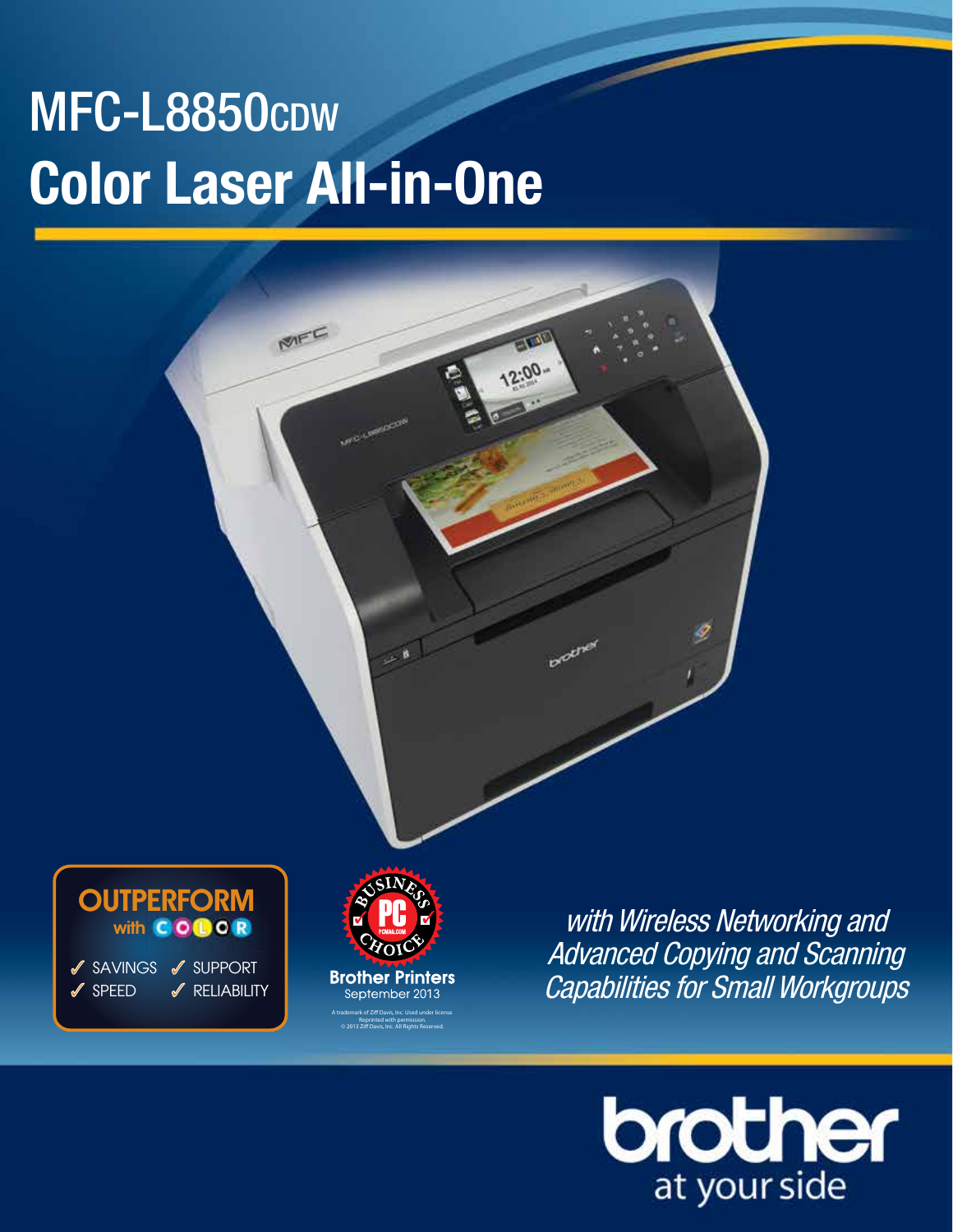# MFC-L8850CDW
# Color Laser All-in-One

**OUTPERFORM with COLOR**

- SAVINGS
- SUPPORT
- SPEED
- RELIABILITY

BUSINESS CHOICE PC PCMAG.COM

**Brother Printers**
September 2013

A trademark of Ziff Davis, Inc. Used under license. Reprinted with permission. © 2013 Ziff Davis, Inc. All Rights Reserved.

*with Wireless Networking and Advanced Copying and Scanning Capabilities for Small Workgroups*

brother at your side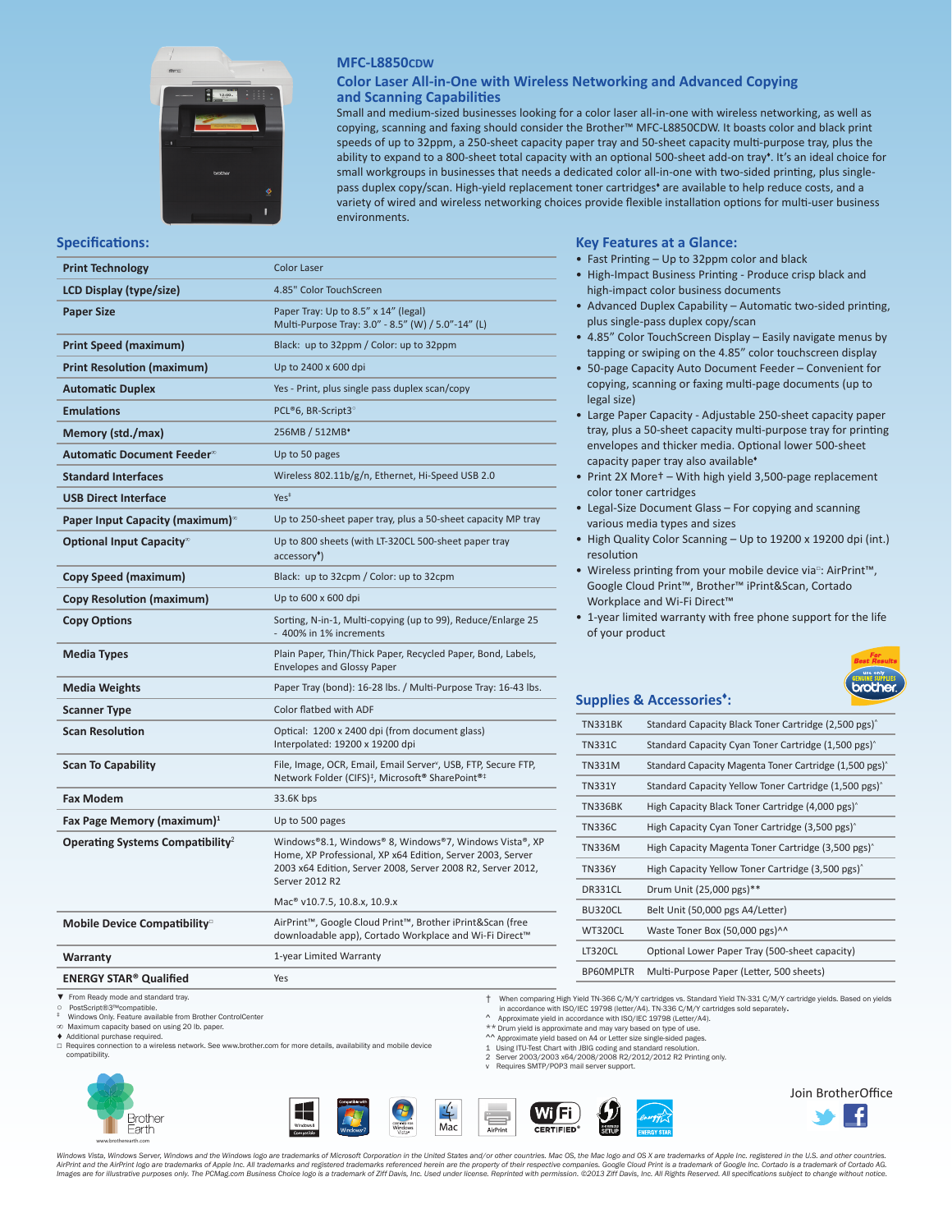## MFC-L8850CDW

### Color Laser All-in-One with Wireless Networking and Advanced Copying and Scanning Capabilities

Small and medium-sized businesses looking for a color laser all-in-one with wireless networking, as well as copying, scanning and faxing should consider the Brother™ MFC-L8850CDW. It boasts color and black print speeds of up to 32ppm, a 250-sheet capacity paper tray, and 50-sheet capacity multi-purpose tray, plus the ability to expand to a 800-sheet total capacity with an optional 500-sheet add-on tray♦. It's an ideal choice for small workgroups in businesses that needs a dedicated color all-in-one with two-sided printing, plus single-pass duplex copy/scan. High-yield replacement toner cartridges♦ are available to help reduce costs, and a variety of wired and wireless networking choices provide flexible installation options for multi-user business environments.

## Specifications:

| | |
|---|---|
| **Print Technology** | Color Laser |
| **LCD Display (type/size)** | 4.85" Color TouchScreen |
| **Paper Size** | Paper Tray: Up to 8.5" x 14" (legal)<br>Multi-Purpose Tray: 3.0" - 8.5" (W) / 5.0"-14" (L) |
| **Print Speed (maximum)** | Black: up to 32ppm / Color: up to 32ppm |
| **Print Resolution (maximum)** | Up to 2400 x 600 dpi |
| **Automatic Duplex** | Yes - Print, plus single pass duplex scan/copy |
| **Emulations** | PCL®6, BR-Script3○ |
| **Memory (std./max)** | 256MB / 512MB♦ |
| **Automatic Document Feeder**∞ | Up to 50 pages |
| **Standard Interfaces** | Wireless 802.11b/g/n, Ethernet, Hi-Speed USB 2.0 |
| **USB Direct Interface** | Yes‡ |
| **Paper Input Capacity (maximum)**∞ | Up to 250-sheet paper tray, plus a 50-sheet capacity MP tray |
| **Optional Input Capacity**∞ | Up to 800 sheets (with LT-320CL 500-sheet paper tray accessory♦) |
| **Copy Speed (maximum)** | Black: up to 32cpm / Color: up to 32cpm |
| **Copy Resolution (maximum)** | Up to 600 x 600 dpi |
| **Copy Options** | Sorting, N-in-1, Multi-copying (up to 99), Reduce/Enlarge 25 - 400% in 1% increments |
| **Media Types** | Plain Paper, Thin/Thick Paper, Recycled Paper, Bond, Labels, Envelopes and Glossy Paper |
| **Media Weights** | Paper Tray (bond): 16-28 lbs. / Multi-Purpose Tray: 16-43 lbs. |
| **Scanner Type** | Color flatbed with ADF |
| **Scan Resolution** | Optical: 1200 x 2400 dpi (from document glass)<br>Interpolated: 19200 x 19200 dpi |
| **Scan To Capability** | File, Image, OCR, Email, Email Server[v], USB, FTP, Secure FTP, Network Folder (CIFS)‡, Microsoft® SharePoint®‡ |
| **Fax Modem** | 33.6K bps |
| **Fax Page Memory (maximum)**[1] | Up to 500 pages |
| **Operating Systems Compatibility**[2] | Windows®8.1, Windows® 8, Windows®7, Windows Vista®, XP Home, XP Professional, XP x64 Edition, Server 2003, Server 2003 x64 Edition, Server 2008, Server 2008 R2, Server 2012, Server 2012 R2<br>Mac® v10.7.5, 10.8.x, 10.9.x |
| **Mobile Device Compatibility**□ | AirPrint™, Google Cloud Print™, Brother iPrint&Scan (free downloadable app), Cortado Workplace and Wi-Fi Direct™ |
| **Warranty** | 1-year Limited Warranty |
| **ENERGY STAR® Qualified** | Yes |

## Key Features at a Glance:

- Fast Printing – Up to 32ppm color and black
- High-Impact Business Printing - Produce crisp black and high-impact color business documents
- Advanced Duplex Capability – Automatic two-sided printing, plus single-pass duplex copy/scan
- 4.85" Color TouchScreen Display – Easily navigate menus by tapping or swiping on the 4.85" color touchscreen display
- 50-page Capacity Auto Document Feeder – Convenient for copying, scanning or faxing multi-page documents (up to legal size)
- Large Paper Capacity - Adjustable 250-sheet capacity paper tray, plus a 50-sheet capacity multi-purpose tray for printing envelopes and thicker media. Optional lower 500-sheet capacity paper tray also available♦
- Print 2X More† – With high yield 3,500-page replacement color toner cartridges
- Legal-Size Document Glass – For copying and scanning various media types and sizes
- High Quality Color Scanning – Up to 19200 x 19200 dpi (int.) resolution
- Wireless printing from your mobile device via□: AirPrint™, Google Cloud Print™, Brother™ iPrint&Scan, Cortado Workplace and Wi-Fi Direct™
- 1-year limited warranty with free phone support for the life of your product

For Best Results use only Genuine Supplies brother

## Supplies & Accessories♦:

| | |
|---|---|
| TN331BK | Standard Capacity Black Toner Cartridge (2,500 pgs)^ |
| TN331C | Standard Capacity Cyan Toner Cartridge (1,500 pgs)^ |
| TN331M | Standard Capacity Magenta Toner Cartridge (1,500 pgs)^ |
| TN331Y | Standard Capacity Yellow Toner Cartridge (1,500 pgs)^ |
| TN336BK | High Capacity Black Toner Cartridge (4,000 pgs)^ |
| TN336C | High Capacity Cyan Toner Cartridge (3,500 pgs)^ |
| TN336M | High Capacity Magenta Toner Cartridge (3,500 pgs)^ |
| TN336Y | High Capacity Yellow Toner Cartridge (3,500 pgs)^ |
| DR331CL | Drum Unit (25,000 pgs)** |
| BU320CL | Belt Unit (50,000 pgs A4/Letter) |
| WT320CL | Waste Toner Box (50,000 pgs)^^ |
| LT320CL | Optional Lower Paper Tray (500-sheet capacity) |
| BP60MPLTR | Multi-Purpose Paper (Letter, 500 sheets) |

▼ From Ready mode and standard tray.
○ PostScript®3™compatible.
‡ Windows Only. Feature available from Brother ControlCenter
∞ Maximum capacity based on using 20 lb. paper.
♦ Additional purchase required.
□ Requires connection to a wireless network. See www.brother.com for more details, availability and mobile device compatibility.

† When comparing High Yield TN-336 C/M/Y cartridges vs. Standard Yield TN-331 C/M/Y cartridge yields. Based on yields in accordance with ISO/IEC 19798 (letter/A4). TN-336 C/M/Y cartridges sold separately.
^ Approximate yield in accordance with ISO/IEC 19798 (Letter/A4).
** Drum yield is approximate and may vary based on type of use.
^^ Approximate yield based on A4 or Letter size single-sided pages.
1 Using ITU-Test Chart with JBIG coding and standard resolution.
2 Server 2003/2003 x64/2008/2008 R2/2012/2012 R2 Printing only.
v Requires SMTP/POP3 mail server support.

Brother Earth
www.brotherearth.com

Join BrotherOffice

*Windows Vista, Windows Server, Windows and the Windows logo are trademarks of Microsoft Corporation in the United States and/or other countries. Mac OS, the Mac logo and OS X are trademarks of Apple Inc. registered in the U.S. and other countries. AirPrint and the AirPrint logo are trademarks of Apple Inc. All trademarks and registered trademarks referenced herein are the property of their respective companies. Google Cloud Print is a trademark of Google Inc. Cortado is a trademark of Cortado AG. Images are for illustrative purposes only. The PCMag.com Business Choice logo is a trademark of Ziff Davis, Inc. Used under license. Reprinted with permission. ©2013 Ziff Davis, Inc. All Rights Reserved. All specifications subject to change without notice.*